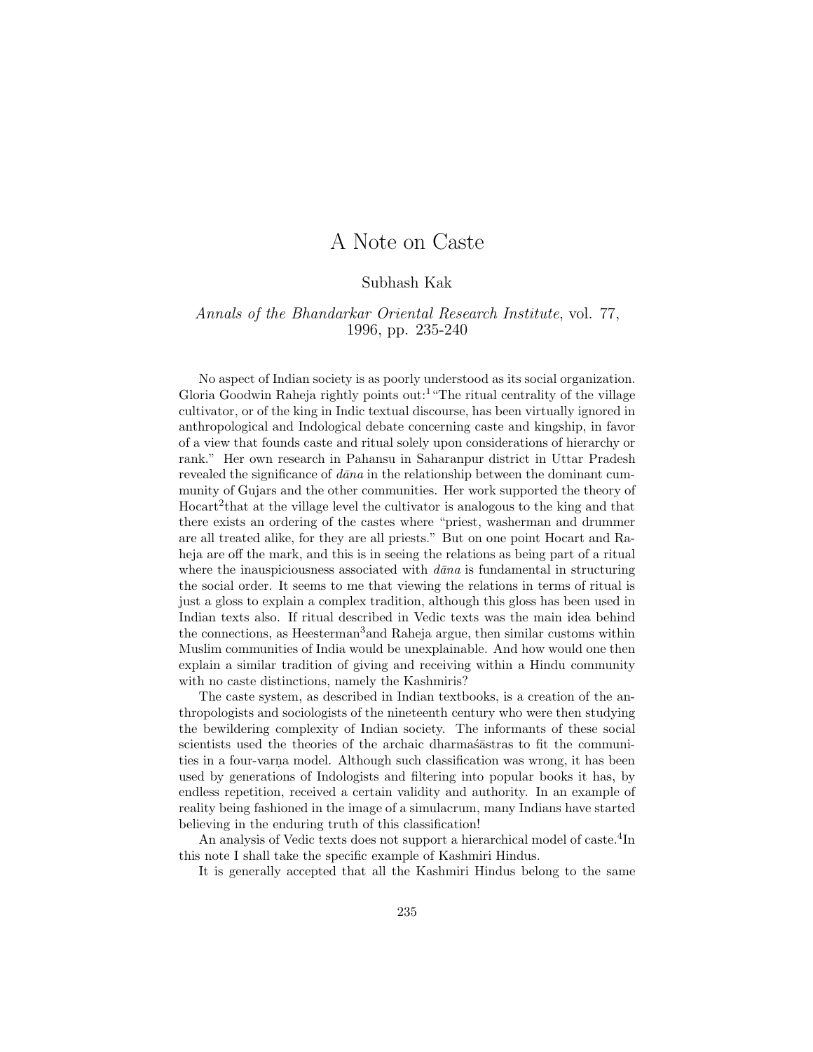# A Note on Caste

Subhash Kak

*Annals of the Bhandarkar Oriental Research Institute*, vol. 77, 1996, pp. 235-240

No aspect of Indian society is as poorly understood as its social organization. Gloria Goodwin Raheja rightly points out:[1] "The ritual centrality of the village cultivator, or of the king in Indic textual discourse, has been virtually ignored in anthropological and Indological debate concerning caste and kingship, in favor of a view that founds caste and ritual solely upon considerations of hierarchy or rank." Her own research in Pahansu in Saharanpur district in Uttar Pradesh revealed the significance of *dāna* in the relationship between the dominant cummunity of Gujars and the other communities. Her work supported the theory of Hocart[2] that at the village level the cultivator is analogous to the king and that there exists an ordering of the castes where "priest, washerman and drummer are all treated alike, for they are all priests." But on one point Hocart and Raheja are off the mark, and this is in seeing the relations as being part of a ritual where the inauspiciousness associated with *dāna* is fundamental in structuring the social order. It seems to me that viewing the relations in terms of ritual is just a gloss to explain a complex tradition, although this gloss has been used in Indian texts also. If ritual described in Vedic texts was the main idea behind the connections, as Heesterman[3] and Raheja argue, then similar customs within Muslim communities of India would be unexplainable. And how would one then explain a similar tradition of giving and receiving within a Hindu community with no caste distinctions, namely the Kashmiris?

The caste system, as described in Indian textbooks, is a creation of the anthropologists and sociologists of the nineteenth century who were then studying the bewildering complexity of Indian society. The informants of these social scientists used the theories of the archaic dharmaśāstras to fit the communities in a four-varṇa model. Although such classification was wrong, it has been used by generations of Indologists and filtering into popular books it has, by endless repetition, received a certain validity and authority. In an example of reality being fashioned in the image of a simulacrum, many Indians have started believing in the enduring truth of this classification!

An analysis of Vedic texts does not support a hierarchical model of caste.[4] In this note I shall take the specific example of Kashmiri Hindus.

It is generally accepted that all the Kashmiri Hindus belong to the same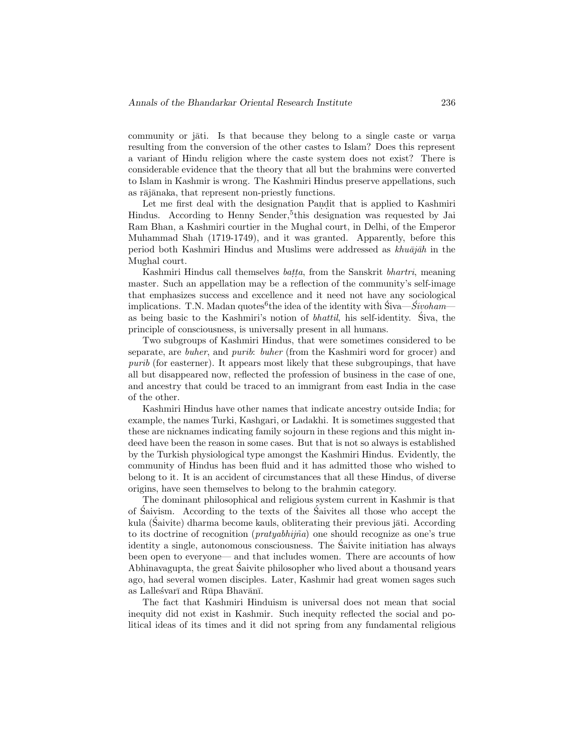community or jāti. Is that because they belong to a single caste or varṇa resulting from the conversion of the other castes to Islam? Does this represent a variant of Hindu religion where the caste system does not exist? There is considerable evidence that the theory that all but the brahmins were converted to Islam in Kashmir is wrong. The Kashmiri Hindus preserve appellations, such as rājānaka, that represent non-priestly functions.

Let me first deal with the designation Paṇḍit that is applied to Kashmiri Hindus. According to Henny Sender,[5]this designation was requested by Jai Ram Bhan, a Kashmiri courtier in the Mughal court, in Delhi, of the Emperor Muhammad Shah (1719-1749), and it was granted. Apparently, before this period both Kashmiri Hindus and Muslims were addressed as *khuājāh* in the Mughal court.

Kashmiri Hindus call themselves *baṭṭa*, from the Sanskrit *bhartṛ*, meaning master. Such an appellation may be a reflection of the community's self-image that emphasizes success and excellence and it need not have any sociological implications. T.N. Madan quotes[6]the idea of the identity with Śiva—*Śivoham*— as being basic to the Kashmiri's notion of *bhattil*, his self-identity. Śiva, the principle of consciousness, is universally present in all humans.

Two subgroups of Kashmiri Hindus, that were sometimes considered to be separate, are *buher*, and *purib*: *buher* (from the Kashmiri word for grocer) and *purib* (for easterner). It appears most likely that these subgroupings, that have all but disappeared now, reflected the profession of business in the case of one, and ancestry that could be traced to an immigrant from east India in the case of the other.

Kashmiri Hindus have other names that indicate ancestry outside India; for example, the names Turki, Kashgari, or Ladakhi. It is sometimes suggested that these are nicknames indicating family sojourn in these regions and this might indeed have been the reason in some cases. But that is not so always is established by the Turkish physiological type amongst the Kashmiri Hindus. Evidently, the community of Hindus has been fluid and it has admitted those who wished to belong to it. It is an accident of circumstances that all these Hindus, of diverse origins, have seen themselves to belong to the brahmin category.

The dominant philosophical and religious system current in Kashmir is that of Śaivism. According to the texts of the Śaivites all those who accept the kula (Śaivite) dharma become kauls, obliterating their previous jāti. According to its doctrine of recognition (*pratyabhijña*) one should recognize as one's true identity a single, autonomous consciousness. The Śaivite initiation has always been open to everyone— and that includes women. There are accounts of how Abhinavagupta, the great Śaivite philosopher who lived about a thousand years ago, had several women disciples. Later, Kashmir had great women sages such as Lalleśvarī and Rūpa Bhavānī.

The fact that Kashmiri Hinduism is universal does not mean that social inequity did not exist in Kashmir. Such inequity reflected the social and political ideas of its times and it did not spring from any fundamental religious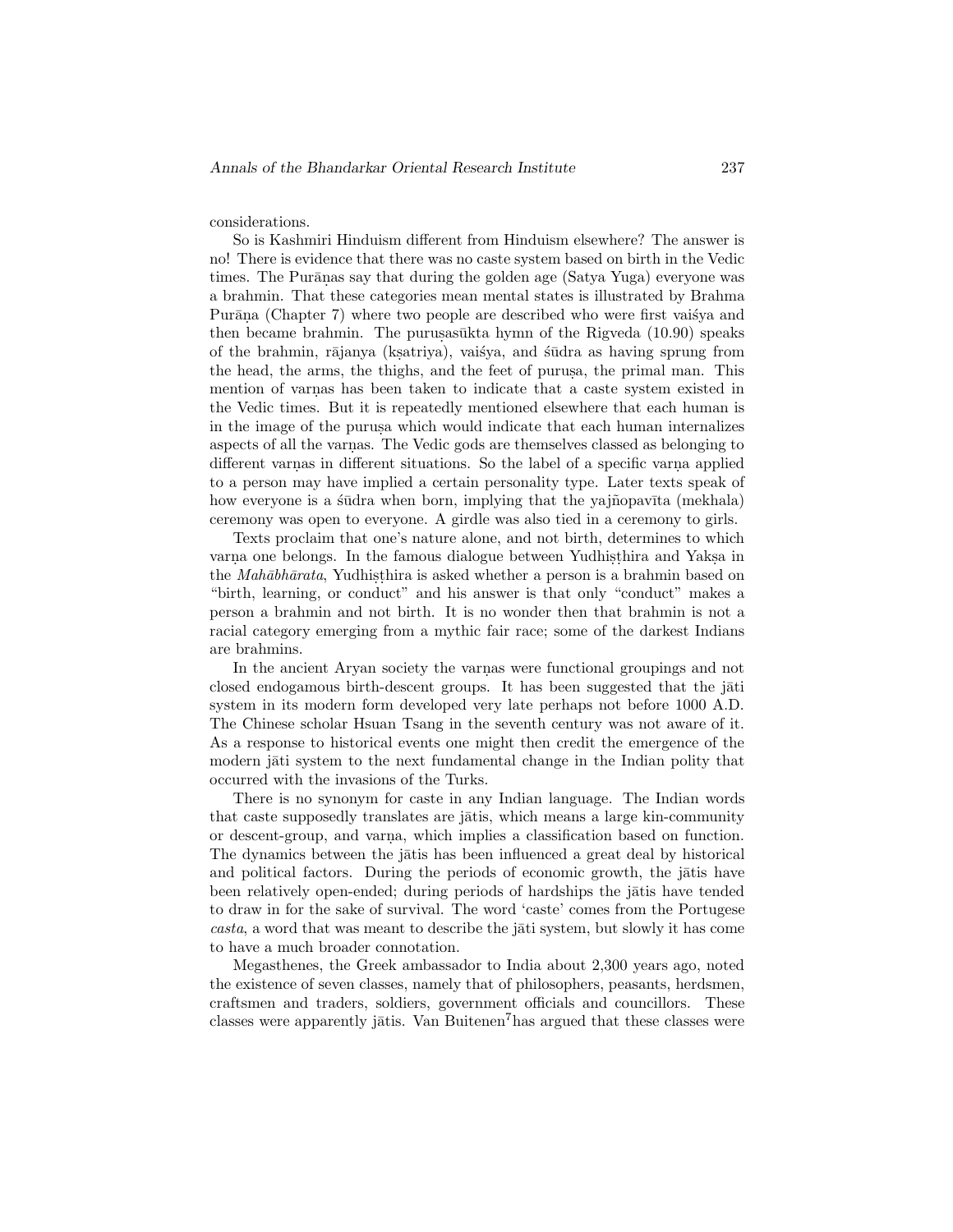considerations.

So is Kashmiri Hinduism different from Hinduism elsewhere? The answer is no! There is evidence that there was no caste system based on birth in the Vedic times. The Purāṇas say that during the golden age (Satya Yuga) everyone was a brahmin. That these categories mean mental states is illustrated by Brahma Purāṇa (Chapter 7) where two people are described who were first vaiśya and then became brahmin. The puruṣasūkta hymn of the Rigveda (10.90) speaks of the brahmin, rājanya (kṣatriya), vaiśya, and śūdra as having sprung from the head, the arms, the thighs, and the feet of puruṣa, the primal man. This mention of varṇas has been taken to indicate that a caste system existed in the Vedic times. But it is repeatedly mentioned elsewhere that each human is in the image of the puruṣa which would indicate that each human internalizes aspects of all the varṇas. The Vedic gods are themselves classed as belonging to different varṇas in different situations. So the label of a specific varṇa applied to a person may have implied a certain personality type. Later texts speak of how everyone is a śūdra when born, implying that the yajñopavīta (mekhala) ceremony was open to everyone. A girdle was also tied in a ceremony to girls.

Texts proclaim that one's nature alone, and not birth, determines to which varṇa one belongs. In the famous dialogue between Yudhiṣṭhira and Yakṣa in the *Mahābhārata*, Yudhiṣṭhira is asked whether a person is a brahmin based on "birth, learning, or conduct" and his answer is that only "conduct" makes a person a brahmin and not birth. It is no wonder then that brahmin is not a racial category emerging from a mythic fair race; some of the darkest Indians are brahmins.

In the ancient Aryan society the varṇas were functional groupings and not closed endogamous birth-descent groups. It has been suggested that the jāti system in its modern form developed very late perhaps not before 1000 A.D. The Chinese scholar Hsuan Tsang in the seventh century was not aware of it. As a response to historical events one might then credit the emergence of the modern jāti system to the next fundamental change in the Indian polity that occurred with the invasions of the Turks.

There is no synonym for caste in any Indian language. The Indian words that caste supposedly translates are jātis, which means a large kin-community or descent-group, and varṇa, which implies a classification based on function. The dynamics between the jātis has been influenced a great deal by historical and political factors. During the periods of economic growth, the jātis have been relatively open-ended; during periods of hardships the jātis have tended to draw in for the sake of survival. The word 'caste' comes from the Portugese *casta*, a word that was meant to describe the jāti system, but slowly it has come to have a much broader connotation.

Megasthenes, the Greek ambassador to India about 2,300 years ago, noted the existence of seven classes, namely that of philosophers, peasants, herdsmen, craftsmen and traders, soldiers, government officials and councillors. These classes were apparently jātis. Van Buitenen[7] has argued that these classes were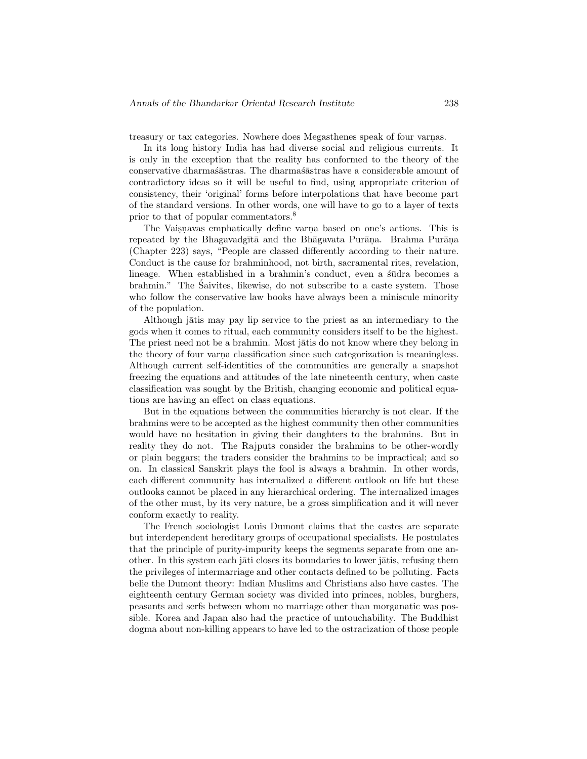treasury or tax categories. Nowhere does Megasthenes speak of four varṇas.

In its long history India has had diverse social and religious currents. It is only in the exception that the reality has conformed to the theory of the conservative dharmaśāstras. The dharmaśāstras have a considerable amount of contradictory ideas so it will be useful to find, using appropriate criterion of consistency, their 'original' forms before interpolations that have become part of the standard versions. In other words, one will have to go to a layer of texts prior to that of popular commentators.[8]

The Vaiṣṇavas emphatically define varṇa based on one's actions. This is repeated by the Bhagavadgītā and the Bhāgavata Purāṇa. Brahma Purāṇa (Chapter 223) says, "People are classed differently according to their nature. Conduct is the cause for brahminhood, not birth, sacramental rites, revelation, lineage. When established in a brahmin's conduct, even a śūdra becomes a brahmin." The Śaivites, likewise, do not subscribe to a caste system. Those who follow the conservative law books have always been a miniscule minority of the population.

Although jātis may pay lip service to the priest as an intermediary to the gods when it comes to ritual, each community considers itself to be the highest. The priest need not be a brahmin. Most jātis do not know where they belong in the theory of four varṇa classification since such categorization is meaningless. Although current self-identities of the communities are generally a snapshot freezing the equations and attitudes of the late nineteenth century, when caste classification was sought by the British, changing economic and political equations are having an effect on class equations.

But in the equations between the communities hierarchy is not clear. If the brahmins were to be accepted as the highest community then other communities would have no hesitation in giving their daughters to the brahmins. But in reality they do not. The Rajputs consider the brahmins to be other-wordly or plain beggars; the traders consider the brahmins to be impractical; and so on. In classical Sanskrit plays the fool is always a brahmin. In other words, each different community has internalized a different outlook on life but these outlooks cannot be placed in any hierarchical ordering. The internalized images of the other must, by its very nature, be a gross simplification and it will never conform exactly to reality.

The French sociologist Louis Dumont claims that the castes are separate but interdependent hereditary groups of occupational specialists. He postulates that the principle of purity-impurity keeps the segments separate from one another. In this system each jāti closes its boundaries to lower jātis, refusing them the privileges of intermarriage and other contacts defined to be polluting. Facts belie the Dumont theory: Indian Muslims and Christians also have castes. The eighteenth century German society was divided into princes, nobles, burghers, peasants and serfs between whom no marriage other than morganatic was possible. Korea and Japan also had the practice of untouchability. The Buddhist dogma about non-killing appears to have led to the ostracization of those people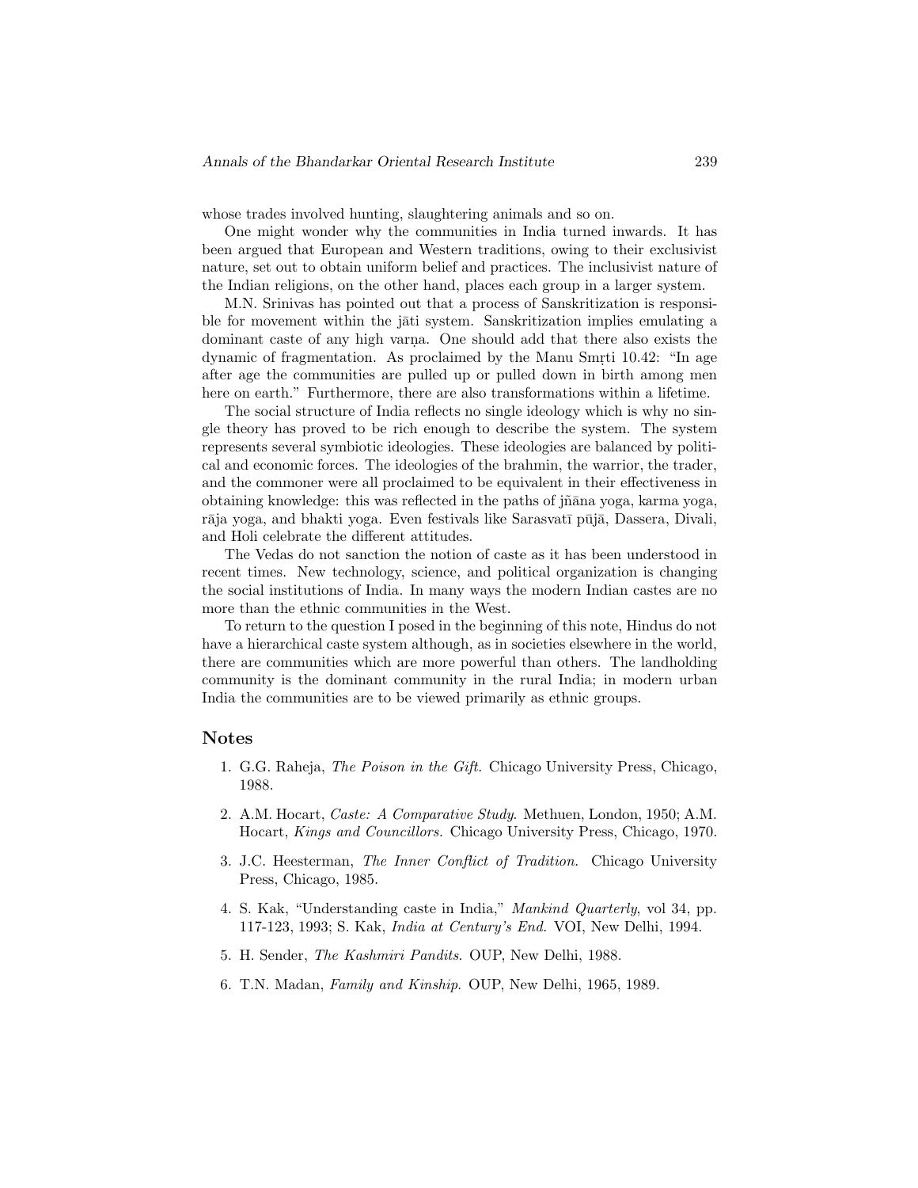whose trades involved hunting, slaughtering animals and so on.

One might wonder why the communities in India turned inwards. It has been argued that European and Western traditions, owing to their exclusivist nature, set out to obtain uniform belief and practices. The inclusivist nature of the Indian religions, on the other hand, places each group in a larger system.

M.N. Srinivas has pointed out that a process of Sanskritization is responsible for movement within the jāti system. Sanskritization implies emulating a dominant caste of any high varṇa. One should add that there also exists the dynamic of fragmentation. As proclaimed by the Manu Smṛti 10.42: "In age after age the communities are pulled up or pulled down in birth among men here on earth." Furthermore, there are also transformations within a lifetime.

The social structure of India reflects no single ideology which is why no single theory has proved to be rich enough to describe the system. The system represents several symbiotic ideologies. These ideologies are balanced by political and economic forces. The ideologies of the brahmin, the warrior, the trader, and the commoner were all proclaimed to be equivalent in their effectiveness in obtaining knowledge: this was reflected in the paths of jñāna yoga, karma yoga, rāja yoga, and bhakti yoga. Even festivals like Sarasvatī pūjā, Dassera, Divali, and Holi celebrate the different attitudes.

The Vedas do not sanction the notion of caste as it has been understood in recent times. New technology, science, and political organization is changing the social institutions of India. In many ways the modern Indian castes are no more than the ethnic communities in the West.

To return to the question I posed in the beginning of this note, Hindus do not have a hierarchical caste system although, as in societies elsewhere in the world, there are communities which are more powerful than others. The landholding community is the dominant community in the rural India; in modern urban India the communities are to be viewed primarily as ethnic groups.

## Notes

1. G.G. Raheja, *The Poison in the Gift.* Chicago University Press, Chicago, 1988.

2. A.M. Hocart, *Caste: A Comparative Study.* Methuen, London, 1950; A.M. Hocart, *Kings and Councillors.* Chicago University Press, Chicago, 1970.

3. J.C. Heesterman, *The Inner Conflict of Tradition.* Chicago University Press, Chicago, 1985.

4. S. Kak, "Understanding caste in India," *Mankind Quarterly*, vol 34, pp. 117-123, 1993; S. Kak, *India at Century's End.* VOI, New Delhi, 1994.

5. H. Sender, *The Kashmiri Pandits.* OUP, New Delhi, 1988.

6. T.N. Madan, *Family and Kinship.* OUP, New Delhi, 1965, 1989.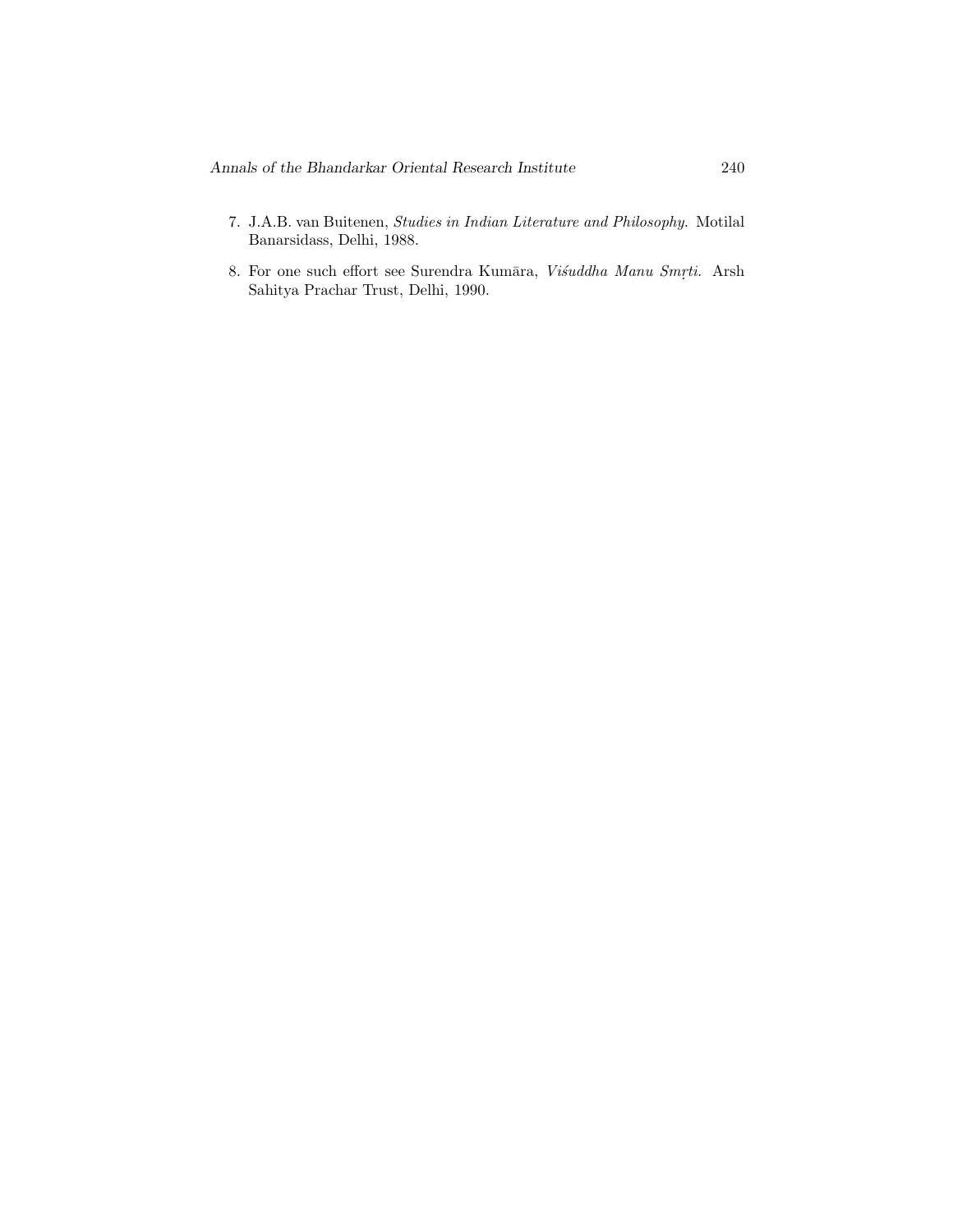7. J.A.B. van Buitenen, *Studies in Indian Literature and Philosophy.* Motilal Banarsidass, Delhi, 1988.

8. For one such effort see Surendra Kumāra, *Viśuddha Manu Smṛti.* Arsh Sahitya Prachar Trust, Delhi, 1990.